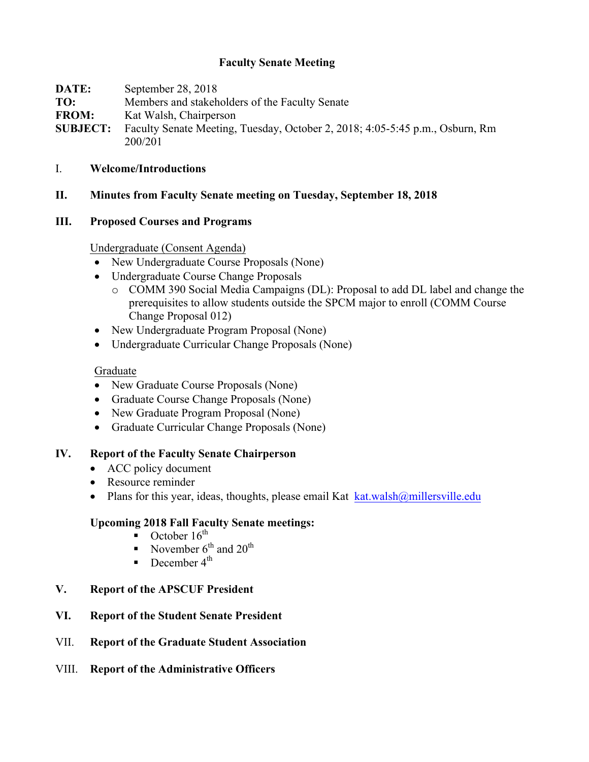# Faculty Senate Meeting

**DATE:** September 28, 2018
**TO:** Members and stakeholders of the Faculty Senate
**FROM:** Kat Walsh, Chairperson
**SUBJECT:** Faculty Senate Meeting, Tuesday, October 2, 2018; 4:05-5:45 p.m., Osburn, Rm 200/201

I. **Welcome/Introductions**

II. **Minutes from Faculty Senate meeting on Tuesday, September 18, 2018**

III. **Proposed Courses and Programs**

Undergraduate (Consent Agenda)

- New Undergraduate Course Proposals (None)
- Undergraduate Course Change Proposals
  - COMM 390 Social Media Campaigns (DL): Proposal to add DL label and change the prerequisites to allow students outside the SPCM major to enroll (COMM Course Change Proposal 012)
- New Undergraduate Program Proposal (None)
- Undergraduate Curricular Change Proposals (None)

Graduate

- New Graduate Course Proposals (None)
- Graduate Course Change Proposals (None)
- New Graduate Program Proposal (None)
- Graduate Curricular Change Proposals (None)

IV. **Report of the Faculty Senate Chairperson**

- ACC policy document
- Resource reminder
- Plans for this year, ideas, thoughts, please email Kat kat.walsh@millersville.edu

**Upcoming 2018 Fall Faculty Senate meetings:**

- October 16th
- November 6th and 20th
- December 4th

V. **Report of the APSCUF President**

VI. **Report of the Student Senate President**

VII. **Report of the Graduate Student Association**

VIII. **Report of the Administrative Officers**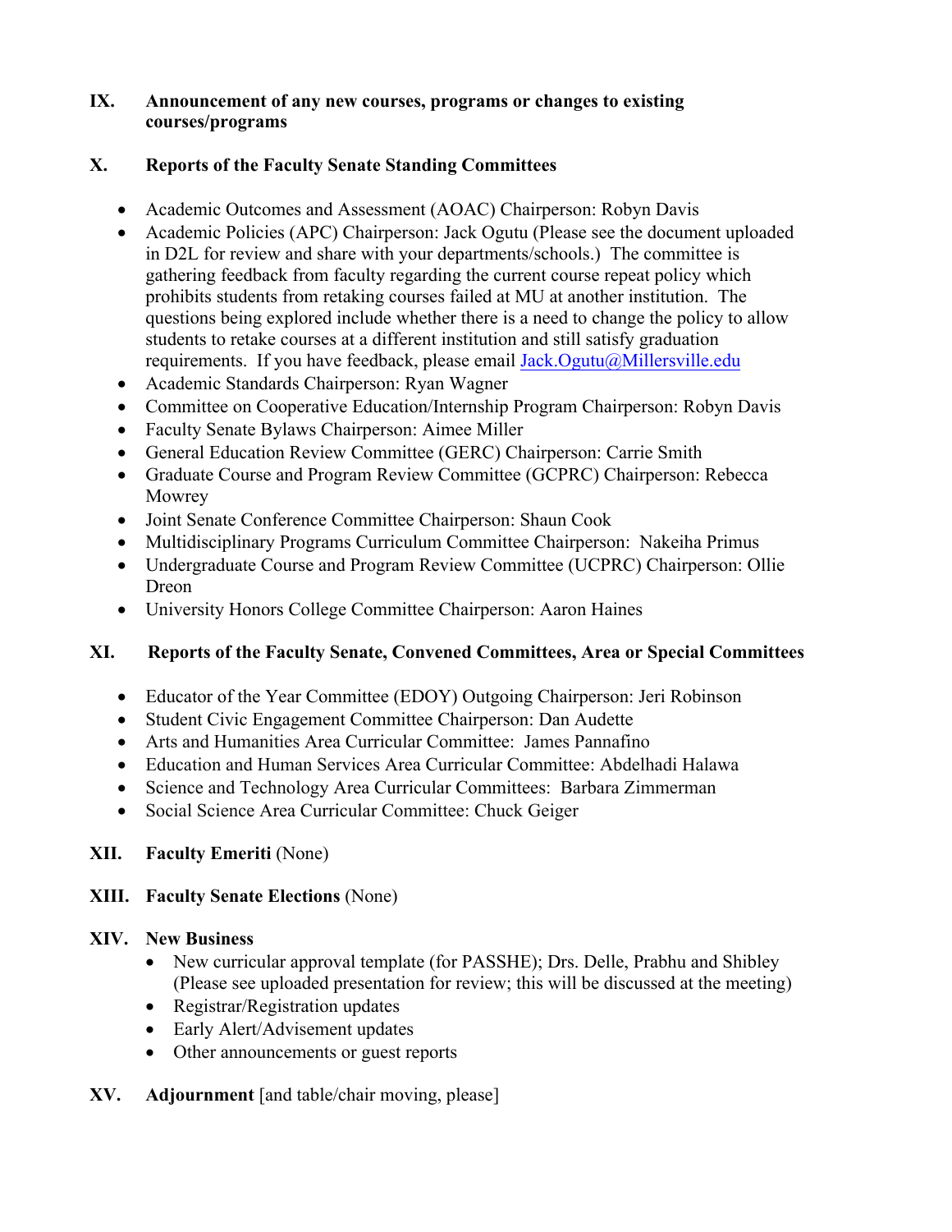**IX. Announcement of any new courses, programs or changes to existing courses/programs**

**X. Reports of the Faculty Senate Standing Committees**

- Academic Outcomes and Assessment (AOAC) Chairperson: Robyn Davis
- Academic Policies (APC) Chairperson: Jack Ogutu (Please see the document uploaded in D2L for review and share with your departments/schools.) The committee is gathering feedback from faculty regarding the current course repeat policy which prohibits students from retaking courses failed at MU at another institution. The questions being explored include whether there is a need to change the policy to allow students to retake courses at a different institution and still satisfy graduation requirements. If you have feedback, please email Jack.Ogutu@Millersville.edu
- Academic Standards Chairperson: Ryan Wagner
- Committee on Cooperative Education/Internship Program Chairperson: Robyn Davis
- Faculty Senate Bylaws Chairperson: Aimee Miller
- General Education Review Committee (GERC) Chairperson: Carrie Smith
- Graduate Course and Program Review Committee (GCPRC) Chairperson: Rebecca Mowrey
- Joint Senate Conference Committee Chairperson: Shaun Cook
- Multidisciplinary Programs Curriculum Committee Chairperson: Nakeiha Primus
- Undergraduate Course and Program Review Committee (UCPRC) Chairperson: Ollie Dreon
- University Honors College Committee Chairperson: Aaron Haines

**XI. Reports of the Faculty Senate, Convened Committees, Area or Special Committees**

- Educator of the Year Committee (EDOY) Outgoing Chairperson: Jeri Robinson
- Student Civic Engagement Committee Chairperson: Dan Audette
- Arts and Humanities Area Curricular Committee: James Pannafino
- Education and Human Services Area Curricular Committee: Abdelhadi Halawa
- Science and Technology Area Curricular Committees: Barbara Zimmerman
- Social Science Area Curricular Committee: Chuck Geiger

**XII. Faculty Emeriti** (None)

**XIII. Faculty Senate Elections** (None)

**XIV. New Business**

- New curricular approval template (for PASSHE); Drs. Delle, Prabhu and Shibley (Please see uploaded presentation for review; this will be discussed at the meeting)
- Registrar/Registration updates
- Early Alert/Advisement updates
- Other announcements or guest reports

**XV. Adjournment** [and table/chair moving, please]